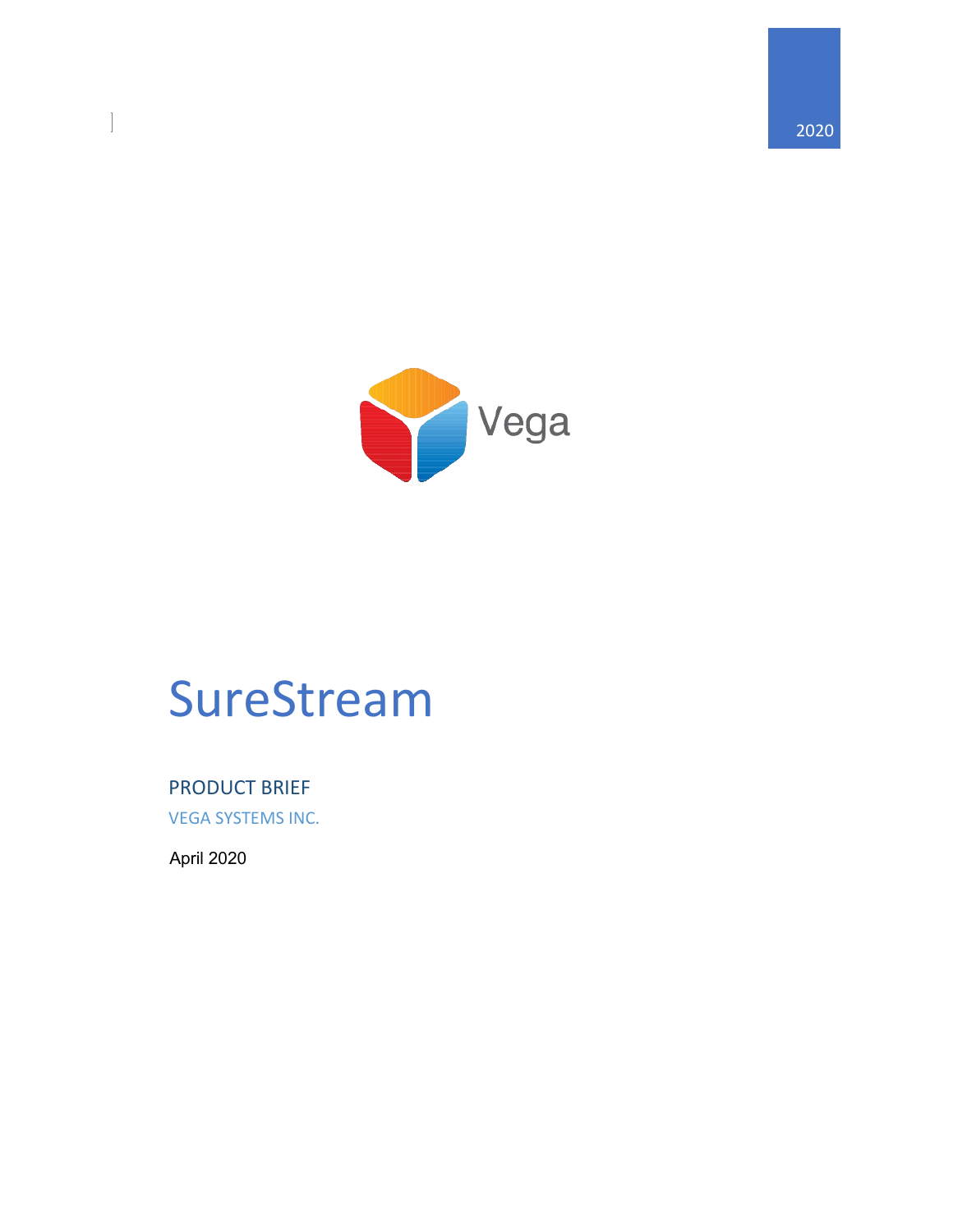2020

Vega

# SureStream

## PRODUCT BRIEF

VEGA SYSTEMS INC.

April 2020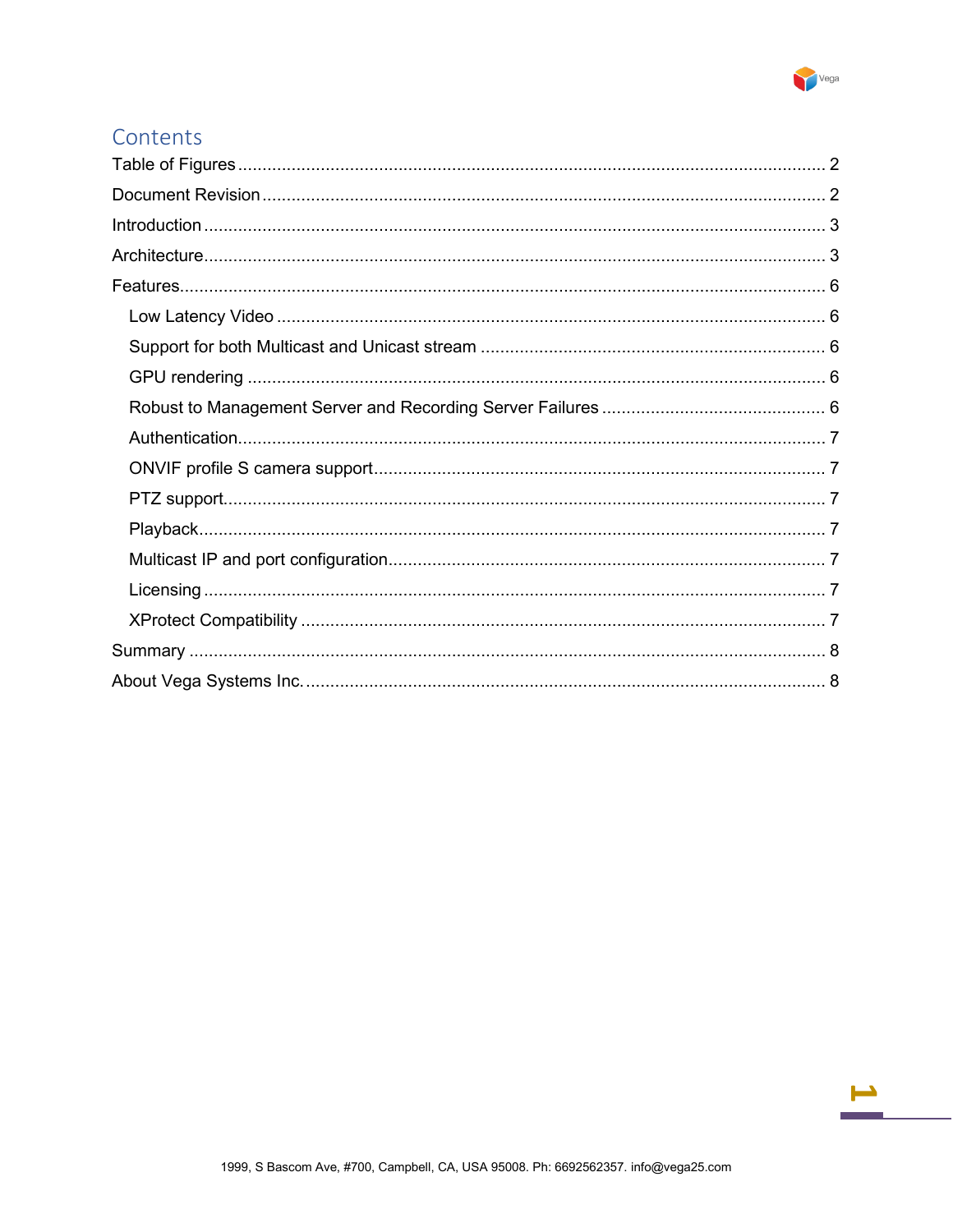# Contents

- Table of Figures .......... 2
- Document Revision .......... 2
- Introduction .......... 3
- Architecture .......... 3
- Features .......... 6
  - Low Latency Video .......... 6
  - Support for both Multicast and Unicast stream .......... 6
  - GPU rendering .......... 6
  - Robust to Management Server and Recording Server Failures .......... 6
  - Authentication .......... 7
  - ONVIF profile S camera support .......... 7
  - PTZ support .......... 7
  - Playback .......... 7
  - Multicast IP and port configuration .......... 7
  - Licensing .......... 7
  - XProtect Compatibility .......... 7
- Summary .......... 8
- About Vega Systems Inc. .......... 8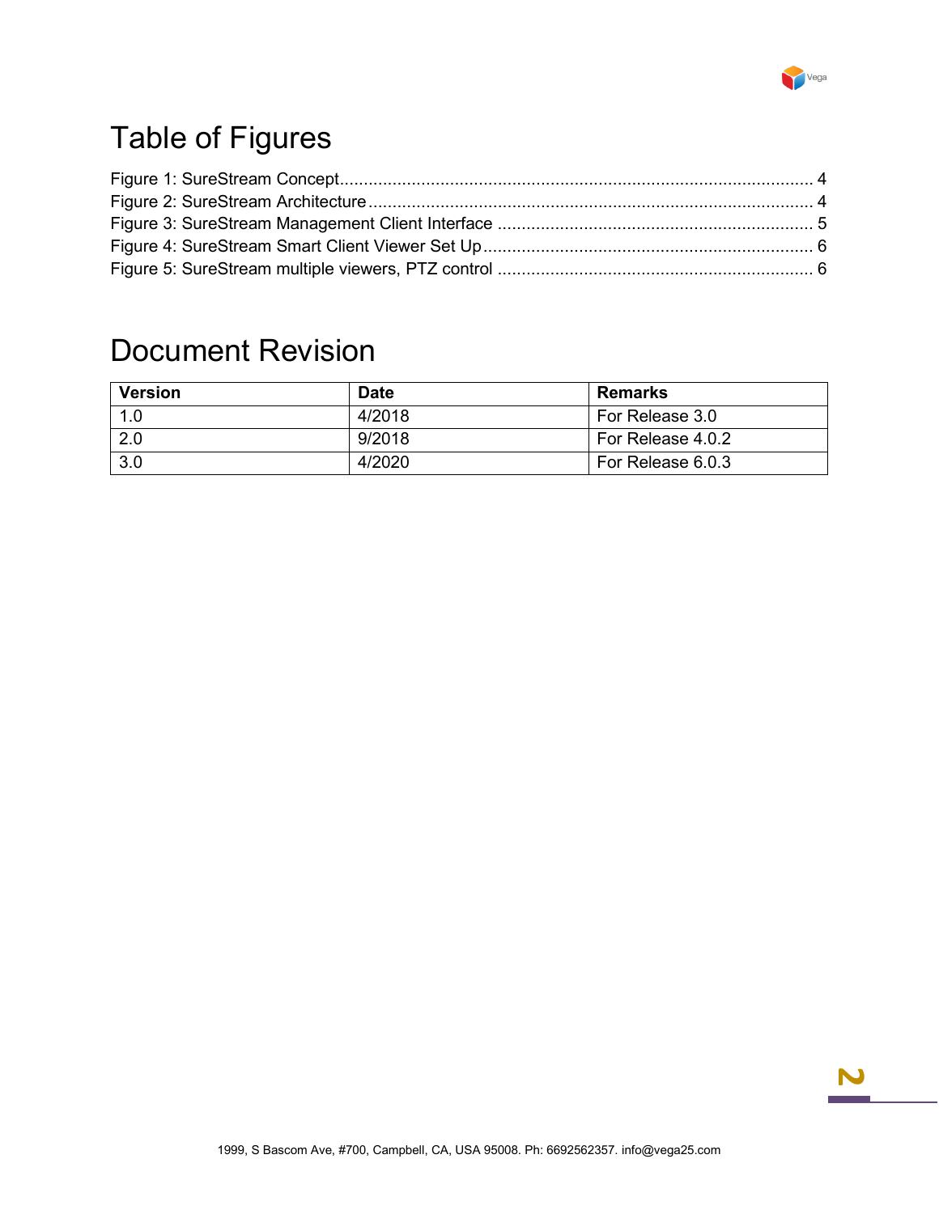# Table of Figures

Figure 1: SureStream Concept.................................................................................................. 4
Figure 2: SureStream Architecture............................................................................................ 4
Figure 3: SureStream Management Client Interface .................................................................. 5
Figure 4: SureStream Smart Client Viewer Set Up..................................................................... 6
Figure 5: SureStream multiple viewers, PTZ control .................................................................. 6

# Document Revision

| Version | Date | Remarks |
|---|---|---|
| 1.0 | 4/2018 | For Release 3.0 |
| 2.0 | 9/2018 | For Release 4.0.2 |
| 3.0 | 4/2020 | For Release 6.0.3 |

1999, S Bascom Ave, #700, Campbell, CA, USA 95008. Ph: 6692562357. info@vega25.com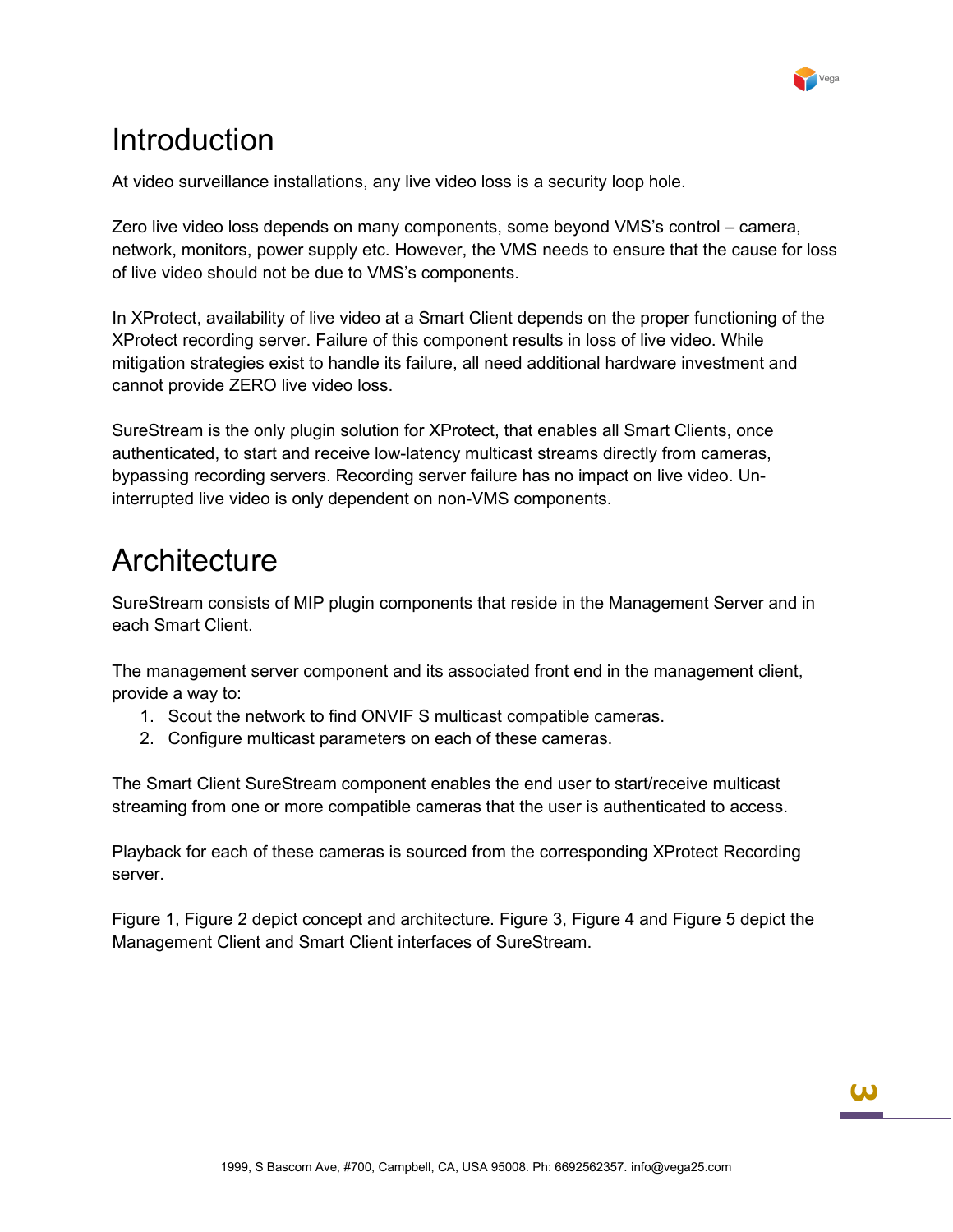# Introduction

At video surveillance installations, any live video loss is a security loop hole.

Zero live video loss depends on many components, some beyond VMS's control – camera, network, monitors, power supply etc. However, the VMS needs to ensure that the cause for loss of live video should not be due to VMS's components.

In XProtect, availability of live video at a Smart Client depends on the proper functioning of the XProtect recording server. Failure of this component results in loss of live video. While mitigation strategies exist to handle its failure, all need additional hardware investment and cannot provide ZERO live video loss.

SureStream is the only plugin solution for XProtect, that enables all Smart Clients, once authenticated, to start and receive low-latency multicast streams directly from cameras, bypassing recording servers. Recording server failure has no impact on live video. Un-interrupted live video is only dependent on non-VMS components.

# Architecture

SureStream consists of MIP plugin components that reside in the Management Server and in each Smart Client.

The management server component and its associated front end in the management client, provide a way to:

1. Scout the network to find ONVIF S multicast compatible cameras.
2. Configure multicast parameters on each of these cameras.

The Smart Client SureStream component enables the end user to start/receive multicast streaming from one or more compatible cameras that the user is authenticated to access.

Playback for each of these cameras is sourced from the corresponding XProtect Recording server.

Figure 1, Figure 2 depict concept and architecture. Figure 3, Figure 4 and Figure 5 depict the Management Client and Smart Client interfaces of SureStream.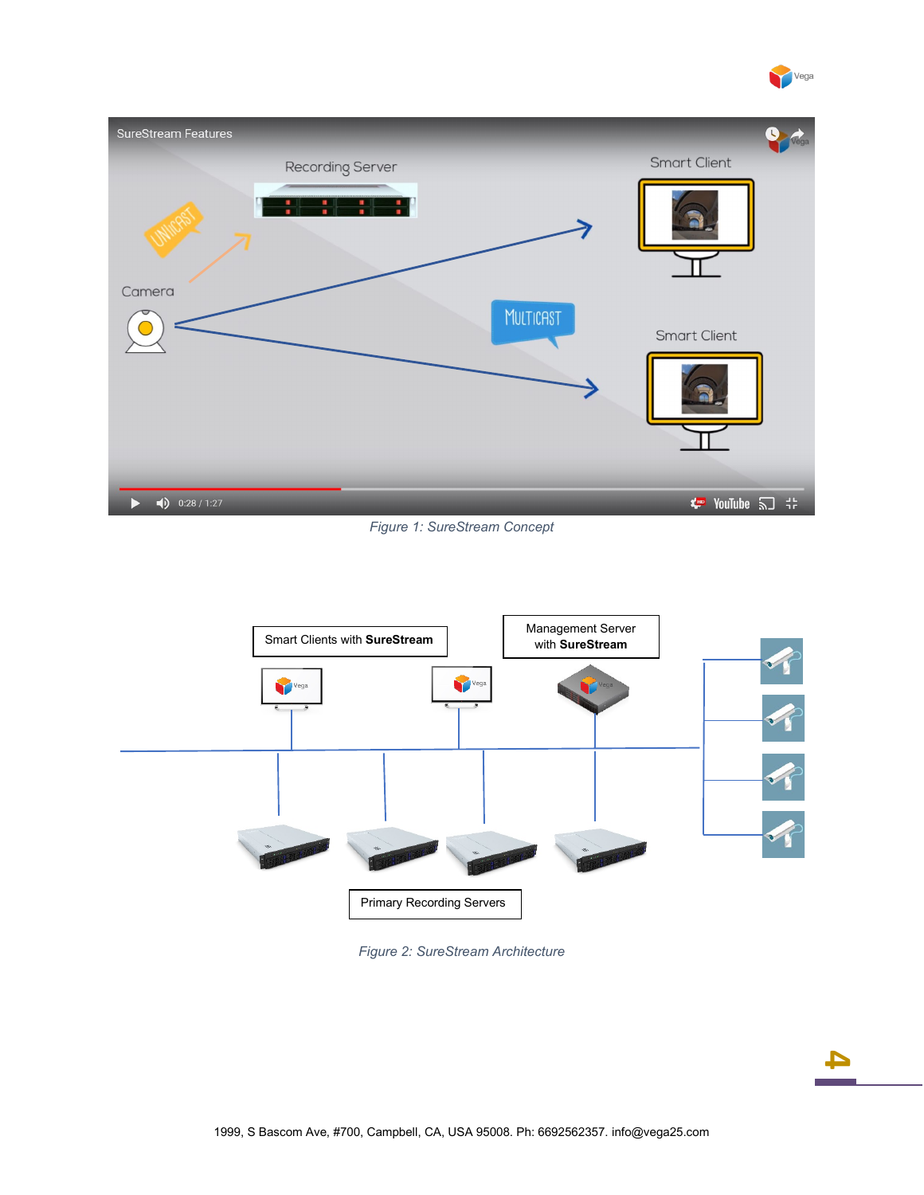Figure 1: SureStream Concept

Figure 2: SureStream Architecture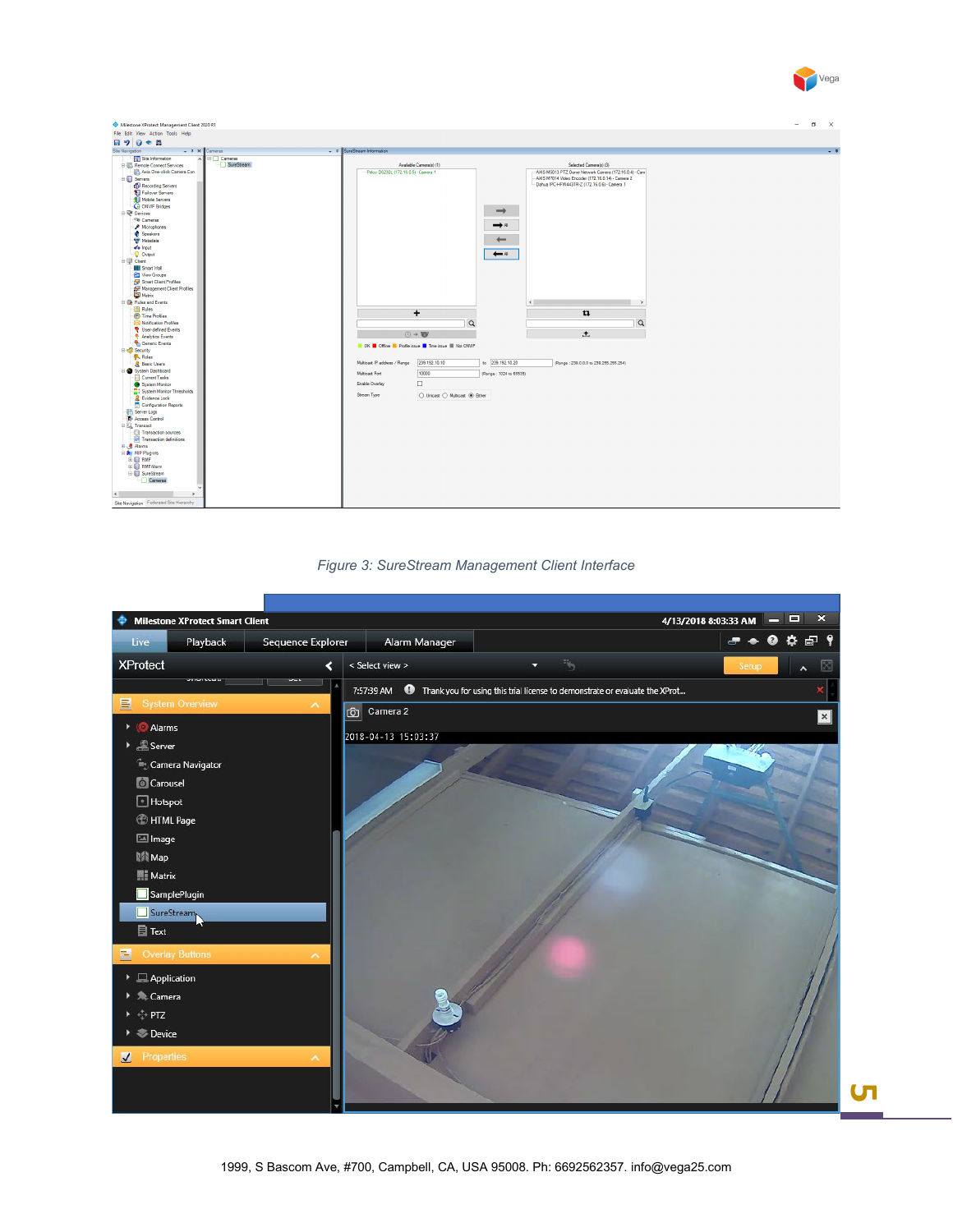Figure 3: SureStream Management Client Interface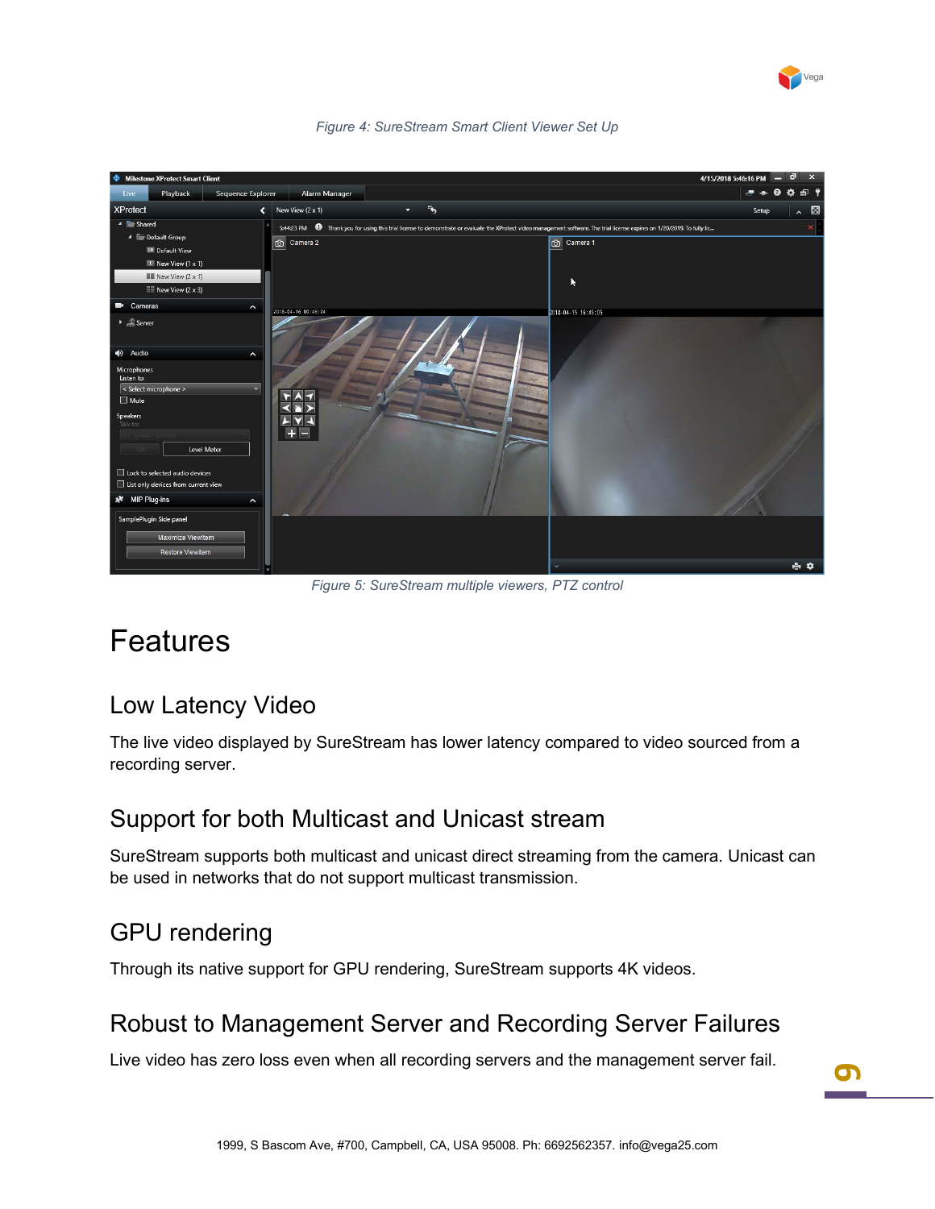*Figure 4: SureStream Smart Client Viewer Set Up*

*Figure 5: SureStream multiple viewers, PTZ control*

# Features

## Low Latency Video

The live video displayed by SureStream has lower latency compared to video sourced from a recording server.

## Support for both Multicast and Unicast stream

SureStream supports both multicast and unicast direct streaming from the camera. Unicast can be used in networks that do not support multicast transmission.

## GPU rendering

Through its native support for GPU rendering, SureStream supports 4K videos.

## Robust to Management Server and Recording Server Failures

Live video has zero loss even when all recording servers and the management server fail.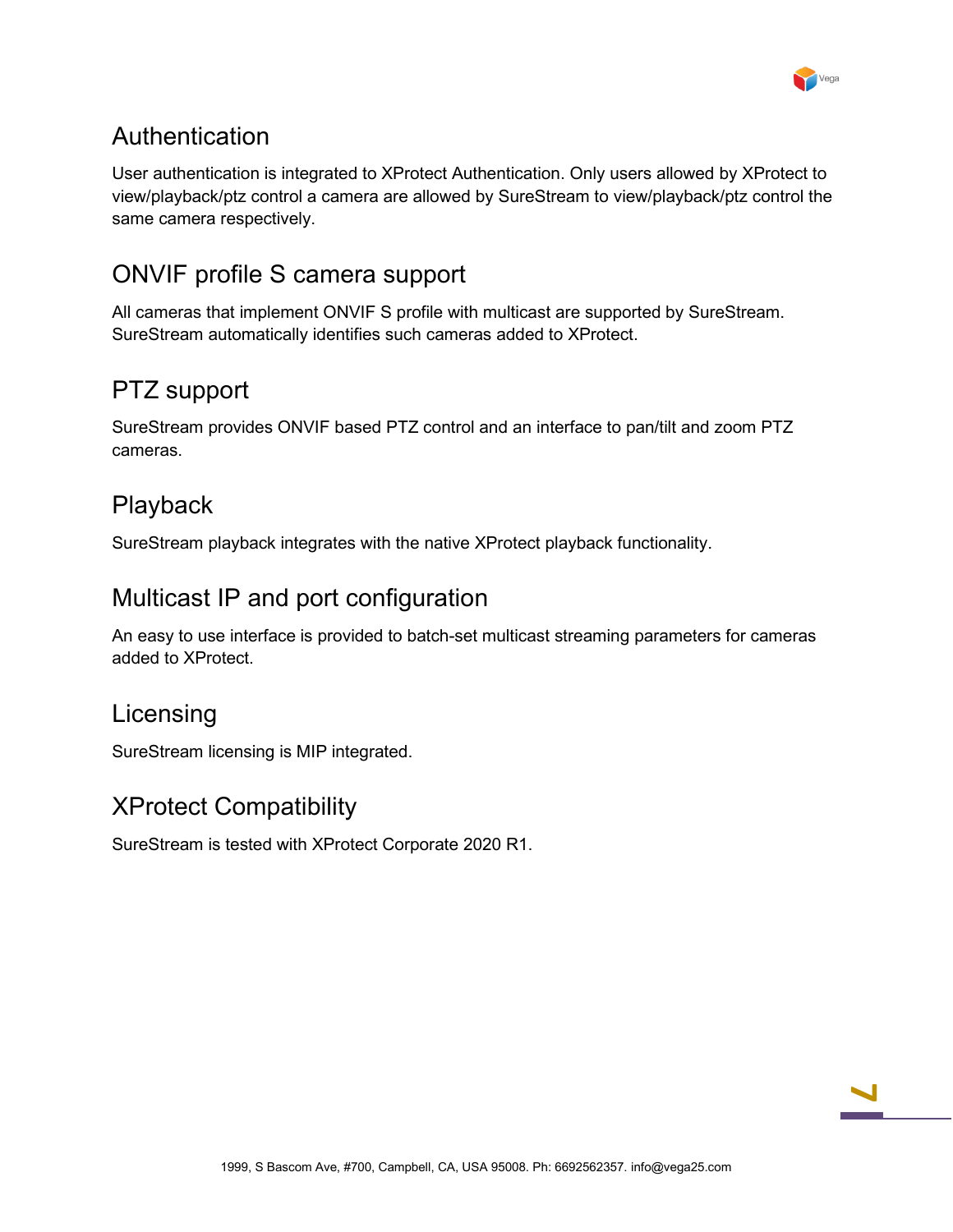## Authentication

User authentication is integrated to XProtect Authentication. Only users allowed by XProtect to view/playback/ptz control a camera are allowed by SureStream to view/playback/ptz control the same camera respectively.

## ONVIF profile S camera support

All cameras that implement ONVIF S profile with multicast are supported by SureStream. SureStream automatically identifies such cameras added to XProtect.

## PTZ support

SureStream provides ONVIF based PTZ control and an interface to pan/tilt and zoom PTZ cameras.

## Playback

SureStream playback integrates with the native XProtect playback functionality.

## Multicast IP and port configuration

An easy to use interface is provided to batch-set multicast streaming parameters for cameras added to XProtect.

## Licensing

SureStream licensing is MIP integrated.

## XProtect Compatibility

SureStream is tested with XProtect Corporate 2020 R1.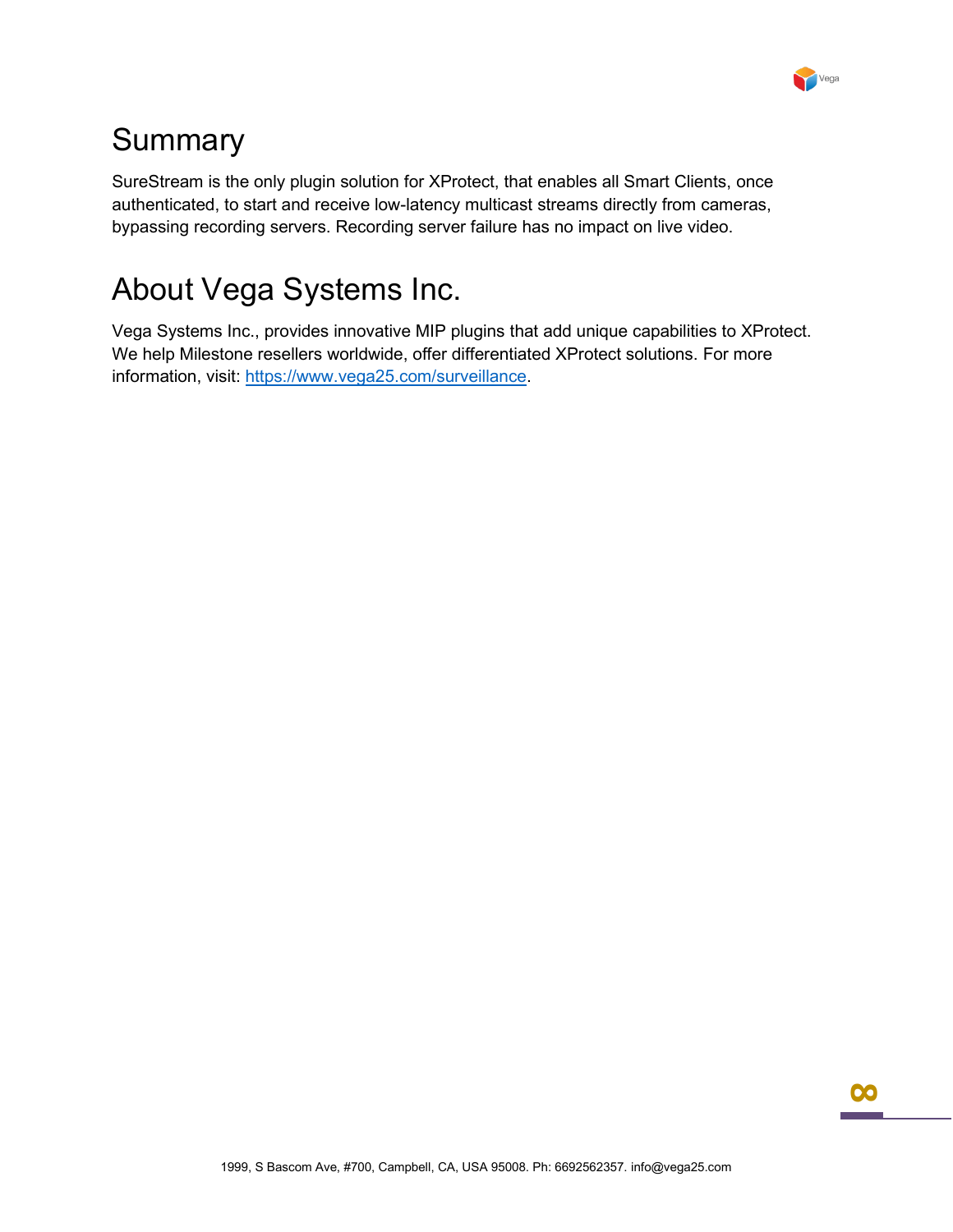# Summary

SureStream is the only plugin solution for XProtect, that enables all Smart Clients, once authenticated, to start and receive low-latency multicast streams directly from cameras, bypassing recording servers. Recording server failure has no impact on live video.

# About Vega Systems Inc.

Vega Systems Inc., provides innovative MIP plugins that add unique capabilities to XProtect. We help Milestone resellers worldwide, offer differentiated XProtect solutions. For more information, visit: https://www.vega25.com/surveillance.